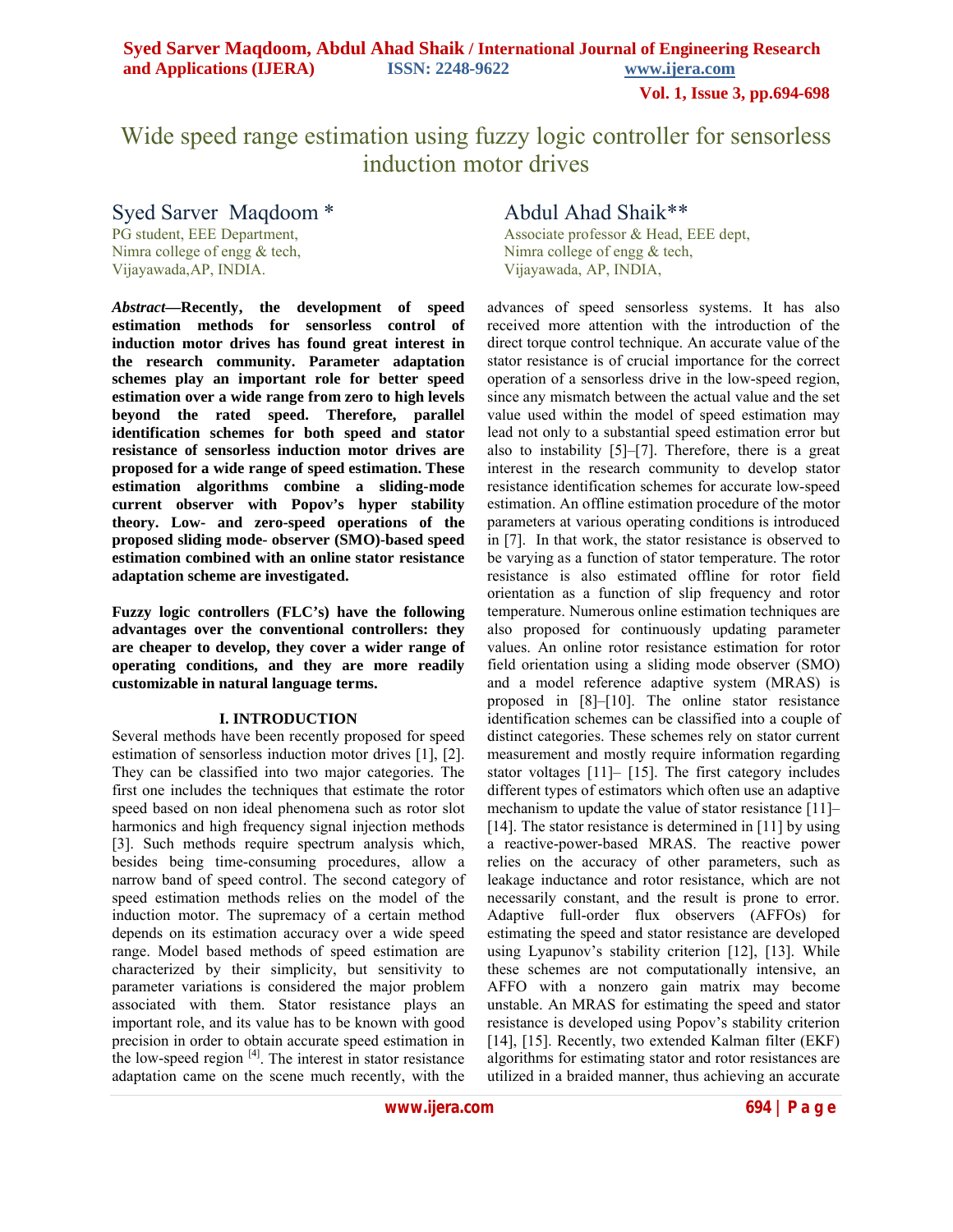# Wide speed range estimation using fuzzy logic controller for sensorless induction motor drives

**Syed Sarver Maqdoom \***
PG student, EEE Department,
Nimra college of engg & tech,
Vijayawada,AP, INDIA.

**Abdul Ahad Shaik\*\***
Associate professor & Head, EEE dept,
Nimra college of engg & tech,
Vijayawada, AP, INDIA,

***Abstract*—Recently, the development of speed estimation methods for sensorless control of induction motor drives has found great interest in the research community. Parameter adaptation schemes play an important role for better speed estimation over a wide range from zero to high levels beyond the rated speed. Therefore, parallel identification schemes for both speed and stator resistance of sensorless induction motor drives are proposed for a wide range of speed estimation. These estimation algorithms combine a sliding-mode current observer with Popov's hyper stability theory. Low- and zero-speed operations of the proposed sliding mode- observer (SMO)-based speed estimation combined with an online stator resistance adaptation scheme are investigated.**

**Fuzzy logic controllers (FLC's) have the following advantages over the conventional controllers: they are cheaper to develop, they cover a wider range of operating conditions, and they are more readily customizable in natural language terms.**

## I. INTRODUCTION

Several methods have been recently proposed for speed estimation of sensorless induction motor drives [1], [2]. They can be classified into two major categories. The first one includes the techniques that estimate the rotor speed based on non ideal phenomena such as rotor slot harmonics and high frequency signal injection methods [3]. Such methods require spectrum analysis which, besides being time-consuming procedures, allow a narrow band of speed control. The second category of speed estimation methods relies on the model of the induction motor. The supremacy of a certain method depends on its estimation accuracy over a wide speed range. Model based methods of speed estimation are characterized by their simplicity, but sensitivity to parameter variations is considered the major problem associated with them. Stator resistance plays an important role, and its value has to be known with good precision in order to obtain accurate speed estimation in the low-speed region [4]. The interest in stator resistance adaptation came on the scene much recently, with the advances of speed sensorless systems. It has also received more attention with the introduction of the direct torque control technique. An accurate value of the stator resistance is of crucial importance for the correct operation of a sensorless drive in the low-speed region, since any mismatch between the actual value and the set value used within the model of speed estimation may lead not only to a substantial speed estimation error but also to instability [5]–[7]. Therefore, there is a great interest in the research community to develop stator resistance identification schemes for accurate low-speed estimation. An offline estimation procedure of the motor parameters at various operating conditions is introduced in [7]. In that work, the stator resistance is observed to be varying as a function of stator temperature. The rotor resistance is also estimated offline for rotor field orientation as a function of slip frequency and rotor temperature. Numerous online estimation techniques are also proposed for continuously updating parameter values. An online rotor resistance estimation for rotor field orientation using a sliding mode observer (SMO) and a model reference adaptive system (MRAS) is proposed in [8]–[10]. The online stator resistance identification schemes can be classified into a couple of distinct categories. These schemes rely on stator current measurement and mostly require information regarding stator voltages [11]– [15]. The first category includes different types of estimators which often use an adaptive mechanism to update the value of stator resistance [11]–[14]. The stator resistance is determined in [11] by using a reactive-power-based MRAS. The reactive power relies on the accuracy of other parameters, such as leakage inductance and rotor resistance, which are not necessarily constant, and the result is prone to error. Adaptive full-order flux observers (AFFOs) for estimating the speed and stator resistance are developed using Lyapunov's stability criterion [12], [13]. While these schemes are not computationally intensive, an AFFO with a nonzero gain matrix may become unstable. An MRAS for estimating the speed and stator resistance is developed using Popov's stability criterion [14], [15]. Recently, two extended Kalman filter (EKF) algorithms for estimating stator and rotor resistances are utilized in a braided manner, thus achieving an accurate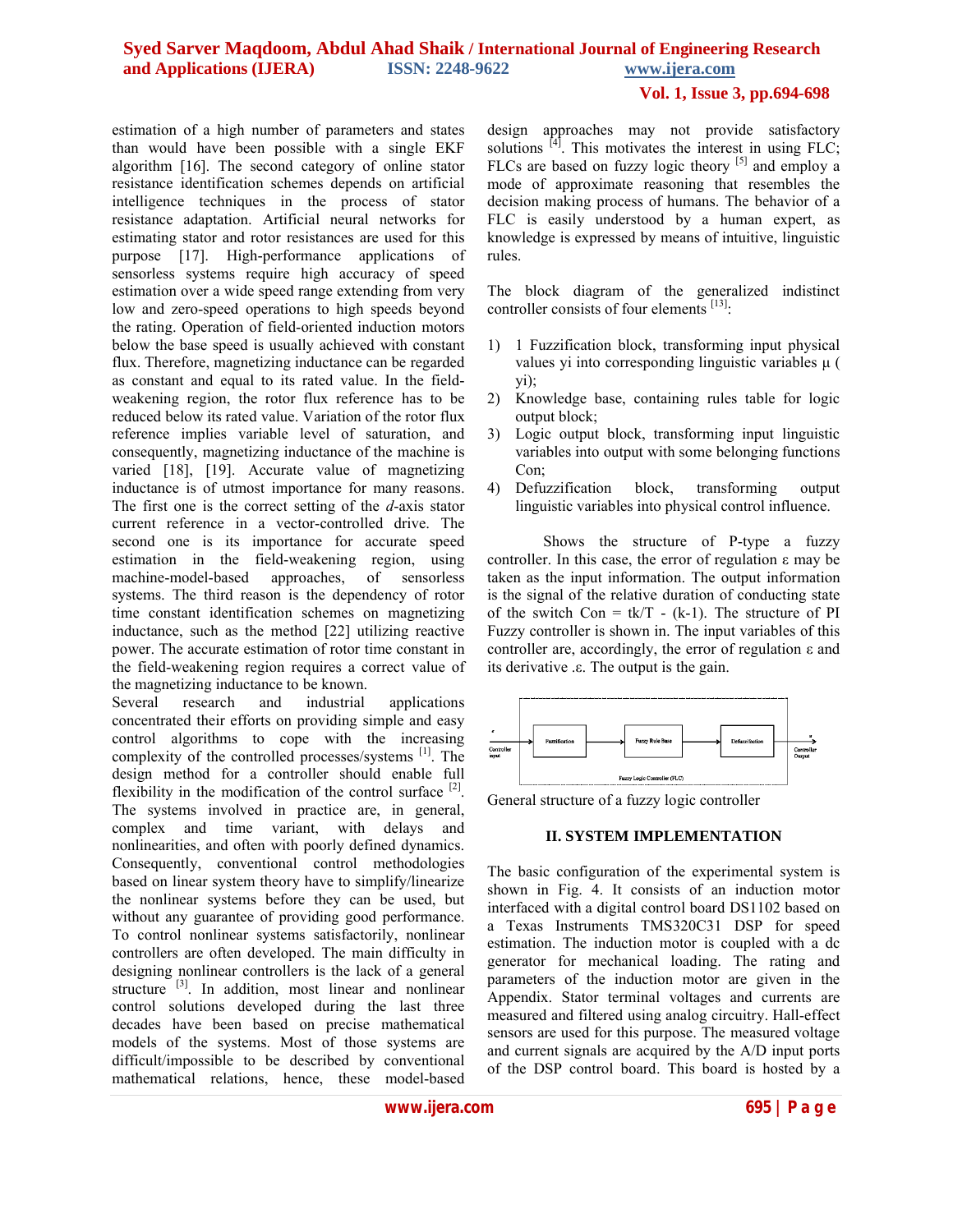estimation of a high number of parameters and states than would have been possible with a single EKF algorithm [16]. The second category of online stator resistance identification schemes depends on artificial intelligence techniques in the process of stator resistance adaptation. Artificial neural networks for estimating stator and rotor resistances are used for this purpose [17]. High-performance applications of sensorless systems require high accuracy of speed estimation over a wide speed range extending from very low and zero-speed operations to high speeds beyond the rating. Operation of field-oriented induction motors below the base speed is usually achieved with constant flux. Therefore, magnetizing inductance can be regarded as constant and equal to its rated value. In the field-weakening region, the rotor flux reference has to be reduced below its rated value. Variation of the rotor flux reference implies variable level of saturation, and consequently, magnetizing inductance of the machine is varied [18], [19]. Accurate value of magnetizing inductance is of utmost importance for many reasons. The first one is the correct setting of the *d*-axis stator current reference in a vector-controlled drive. The second one is its importance for accurate speed estimation in the field-weakening region, using machine-model-based approaches, of sensorless systems. The third reason is the dependency of rotor time constant identification schemes on magnetizing inductance, such as the method [22] utilizing reactive power. The accurate estimation of rotor time constant in the field-weakening region requires a correct value of the magnetizing inductance to be known.

Several research and industrial applications concentrated their efforts on providing simple and easy control algorithms to cope with the increasing complexity of the controlled processes/systems [1]. The design method for a controller should enable full flexibility in the modification of the control surface [2]. The systems involved in practice are, in general, complex and time variant, with delays and nonlinearities, and often with poorly defined dynamics. Consequently, conventional control methodologies based on linear system theory have to simplify/linearize the nonlinear systems before they can be used, but without any guarantee of providing good performance. To control nonlinear systems satisfactorily, nonlinear controllers are often developed. The main difficulty in designing nonlinear controllers is the lack of a general structure [3]. In addition, most linear and nonlinear control solutions developed during the last three decades have been based on precise mathematical models of the systems. Most of those systems are difficult/impossible to be described by conventional mathematical relations, hence, these model-based design approaches may not provide satisfactory solutions [4]. This motivates the interest in using FLC; FLCs are based on fuzzy logic theory [5] and employ a mode of approximate reasoning that resembles the decision making process of humans. The behavior of a FLC is easily understood by a human expert, as knowledge is expressed by means of intuitive, linguistic rules.

The block diagram of the generalized indistinct controller consists of four elements [13]:

1) 1 Fuzzification block, transforming input physical values yi into corresponding linguistic variables μ ( yi);
2) Knowledge base, containing rules table for logic output block;
3) Logic output block, transforming input linguistic variables into output with some belonging functions Con;
4) Defuzzification block, transforming output linguistic variables into physical control influence.

Shows the structure of P-type a fuzzy controller. In this case, the error of regulation ε may be taken as the input information. The output information is the signal of the relative duration of conducting state of the switch Con = tk/T - (k-1). The structure of PI Fuzzy controller is shown in. The input variables of this controller are, accordingly, the error of regulation ε and its derivative .ε. The output is the gain.

General structure of a fuzzy logic controller

## II. SYSTEM IMPLEMENTATION

The basic configuration of the experimental system is shown in Fig. 4. It consists of an induction motor interfaced with a digital control board DS1102 based on a Texas Instruments TMS320C31 DSP for speed estimation. The induction motor is coupled with a dc generator for mechanical loading. The rating and parameters of the induction motor are given in the Appendix. Stator terminal voltages and currents are measured and filtered using analog circuitry. Hall-effect sensors are used for this purpose. The measured voltage and current signals are acquired by the A/D input ports of the DSP control board. This board is hosted by a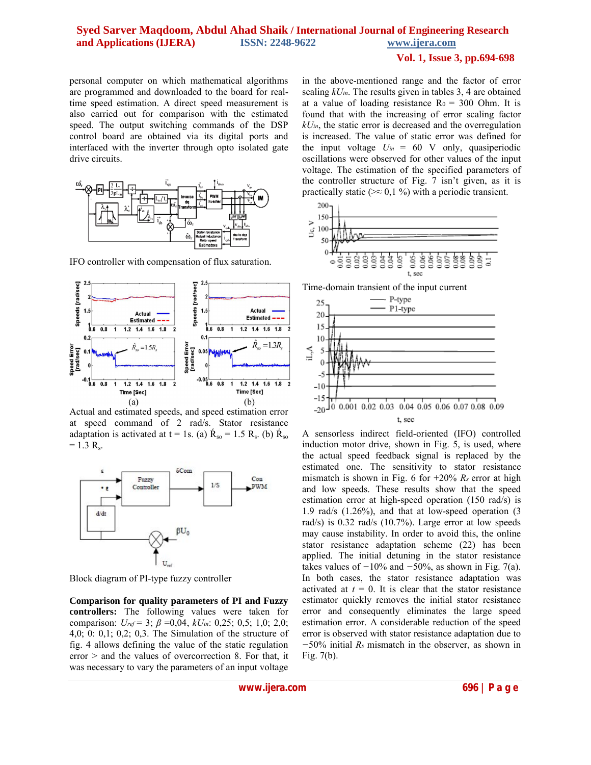personal computer on which mathematical algorithms are programmed and downloaded to the board for real-time speed estimation. A direct speed measurement is also carried out for comparison with the estimated speed. The output switching commands of the DSP control board are obtained via its digital ports and interfaced with the inverter through opto isolated gate drive circuits.

IFO controller with compensation of flux saturation.

Actual and estimated speeds, and speed estimation error at speed command of 2 rad/s. Stator resistance adaptation is activated at t = 1s. (a) $\hat{R}_{so}$ = 1.5 $R_s$. (b) $\hat{R}_{so}$ = 1.3 $R_s$.

Block diagram of PI-type fuzzy controller

**Comparison for quality parameters of PI and Fuzzy controllers:** The following values were taken for comparison: $U_{ref}$ = 3; $\beta$ =0,04, $kU_{in}$: 0,25; 0,5; 1,0; 2,0; 4,0; 0: 0,1; 0,2; 0,3. The Simulation of the structure of fig. 4 allows defining the value of the static regulation error > and the values of overcorrection 8. For that, it was necessary to vary the parameters of an input voltage in the above-mentioned range and the factor of error scaling $kU_{in}$. The results given in tables 3, 4 are obtained at a value of loading resistance $R_0$ = 300 Ohm. It is found that with the increasing of error scaling factor $kU_{in}$, the static error is decreased and the overregulation is increased. The value of static error was defined for the input voltage $U_{in}$ = 60 V only, quasiperiodic oscillations were observed for other values of the input voltage. The estimation of the specified parameters of the controller structure of Fig. 7 isn't given, as it is practically static (>≈ 0,1 %) with a periodic transient.

Time-domain transient of the input current

A sensorless indirect field-oriented (IFO) controlled induction motor drive, shown in Fig. 5, is used, where the actual speed feedback signal is replaced by the estimated one. The sensitivity to stator resistance mismatch is shown in Fig. 6 for +20% $R_s$ error at high and low speeds. These results show that the speed estimation error at high-speed operation (150 rad/s) is 1.9 rad/s (1.26%), and that at low-speed operation (3 rad/s) is 0.32 rad/s (10.7%). Large error at low speeds may cause instability. In order to avoid this, the online stator resistance adaptation scheme (22) has been applied. The initial detuning in the stator resistance takes values of −10% and −50%, as shown in Fig. 7(a). In both cases, the stator resistance adaptation was activated at $t$ = 0. It is clear that the stator resistance estimator quickly removes the initial stator resistance error and consequently eliminates the large speed estimation error. A considerable reduction of the speed error is observed with stator resistance adaptation due to −50% initial $R_s$ mismatch in the observer, as shown in Fig. 7(b).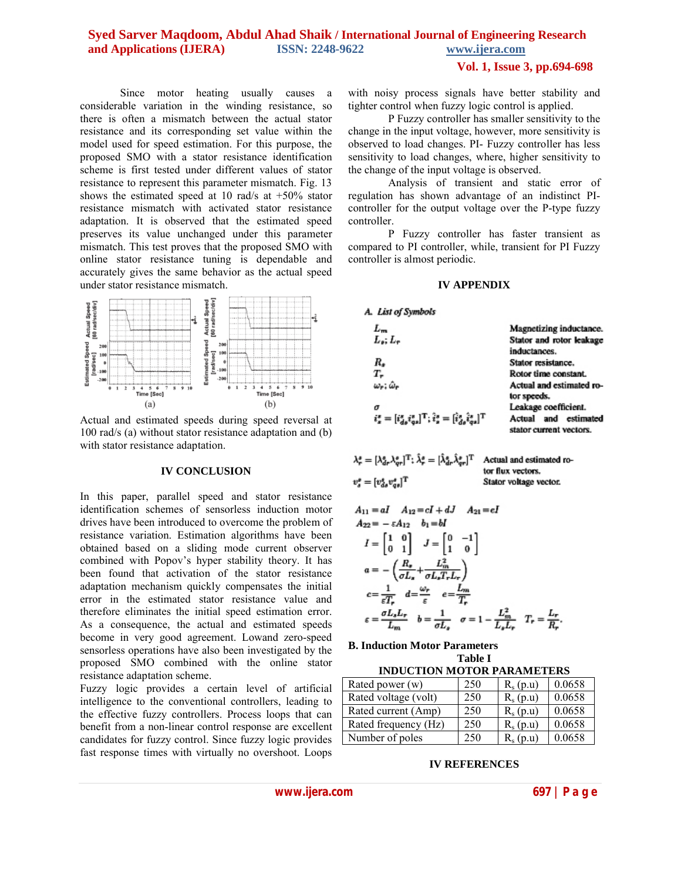Since motor heating usually causes a considerable variation in the winding resistance, so there is often a mismatch between the actual stator resistance and its corresponding set value within the model used for speed estimation. For this purpose, the proposed SMO with a stator resistance identification scheme is first tested under different values of stator resistance to represent this parameter mismatch. Fig. 13 shows the estimated speed at 10 rad/s at +50% stator resistance mismatch with activated stator resistance adaptation. It is observed that the estimated speed preserves its value unchanged under this parameter mismatch. This test proves that the proposed SMO with online stator resistance tuning is dependable and accurately gives the same behavior as the actual speed under stator resistance mismatch.

Actual and estimated speeds during speed reversal at 100 rad/s (a) without stator resistance adaptation and (b) with stator resistance adaptation.

## IV CONCLUSION

In this paper, parallel speed and stator resistance identification schemes of sensorless induction motor drives have been introduced to overcome the problem of resistance variation. Estimation algorithms have been obtained based on a sliding mode current observer combined with Popov's hyper stability theory. It has been found that activation of the stator resistance adaptation mechanism quickly compensates the initial error in the estimated stator resistance value and therefore eliminates the initial speed estimation error. As a consequence, the actual and estimated speeds become in very good agreement. Lowand zero-speed sensorless operations have also been investigated by the proposed SMO combined with the online stator resistance adaptation scheme.

Fuzzy logic provides a certain level of artificial intelligence to the conventional controllers, leading to the effective fuzzy controllers. Process loops that can benefit from a non-linear control response are excellent candidates for fuzzy control. Since fuzzy logic provides fast response times with virtually no overshoot. Loops with noisy process signals have better stability and tighter control when fuzzy logic control is applied.

P Fuzzy controller has smaller sensitivity to the change in the input voltage, however, more sensitivity is observed to load changes. PI- Fuzzy controller has less sensitivity to load changes, where, higher sensitivity to the change of the input voltage is observed.

Analysis of transient and static error of regulation has shown advantage of an indistinct PI-controller for the output voltage over the P-type fuzzy controller.

P Fuzzy controller has faster transient as compared to PI controller, while, transient for PI Fuzzy controller is almost periodic.

## IV APPENDIX

### A. List of Symbols

| | |
|---|---|
| $L_m$ | Magnetizing inductance. |
| $L_s$; $L_r$ | Stator and rotor leakage inductances. |
| $R_s$ | Stator resistance. |
| $T_r$ | Rotor time constant. |
| $\omega_r$; $\hat{\omega}_r$ | Actual and estimated rotor speeds. |
| $\sigma$ | Leakage coefficient. |
| $i_s^s = [i_{ds}^s i_{qs}^s]^T$; $\hat{i}_s^s = [\hat{i}_{ds}^s \hat{i}_{qs}^s]^T$ | Actual and estimated stator current vectors. |
| $\lambda_r^s = [\lambda_{dr}^s \lambda_{qr}^s]^T$; $\hat{\lambda}_r^s = [\hat{\lambda}_{dr}^s \hat{\lambda}_{qr}^s]^T$ | Actual and estimated rotor flux vectors. |
| $v_s^s = [v_{ds}^s v_{qs}^s]^T$ | Stator voltage vector. |

$$A_{11} = aI \quad A_{12} = cI + dJ \quad A_{21} = eI$$

$$A_{22} = -\varepsilon A_{12} \quad b_1 = bI$$

$$I = \begin{bmatrix} 1 & 0 \\ 0 & 1 \end{bmatrix} \quad J = \begin{bmatrix} 0 & -1 \\ 1 & 0 \end{bmatrix}$$

$$a = -\left(\frac{R_s}{\sigma L_s} + \frac{L_m^2}{\sigma L_s T_r L_r}\right)$$

$$c = \frac{1}{\varepsilon T_r} \quad d = \frac{\omega_r}{\varepsilon} \quad e = \frac{L_m}{T_r}$$

$$\varepsilon = \frac{\sigma L_s L_r}{L_m} \quad b = \frac{1}{\sigma L_s} \quad \sigma = 1 - \frac{L_m^2}{L_s L_r} \quad T_r = \frac{L_r}{R_r}.$$

### B. Induction Motor Parameters

Table I
INDUCTION MOTOR PARAMETERS

| | | | |
|---|---|---|---|
| Rated power (w) | 250 | $R_s$ (p.u) | 0.0658 |
| Rated voltage (volt) | 250 | $R_s$ (p.u) | 0.0658 |
| Rated current (Amp) | 250 | $R_s$ (p.u) | 0.0658 |
| Rated frequency (Hz) | 250 | $R_s$ (p.u) | 0.0658 |
| Number of poles | 250 | $R_s$ (p.u) | 0.0658 |

## IV REFERENCES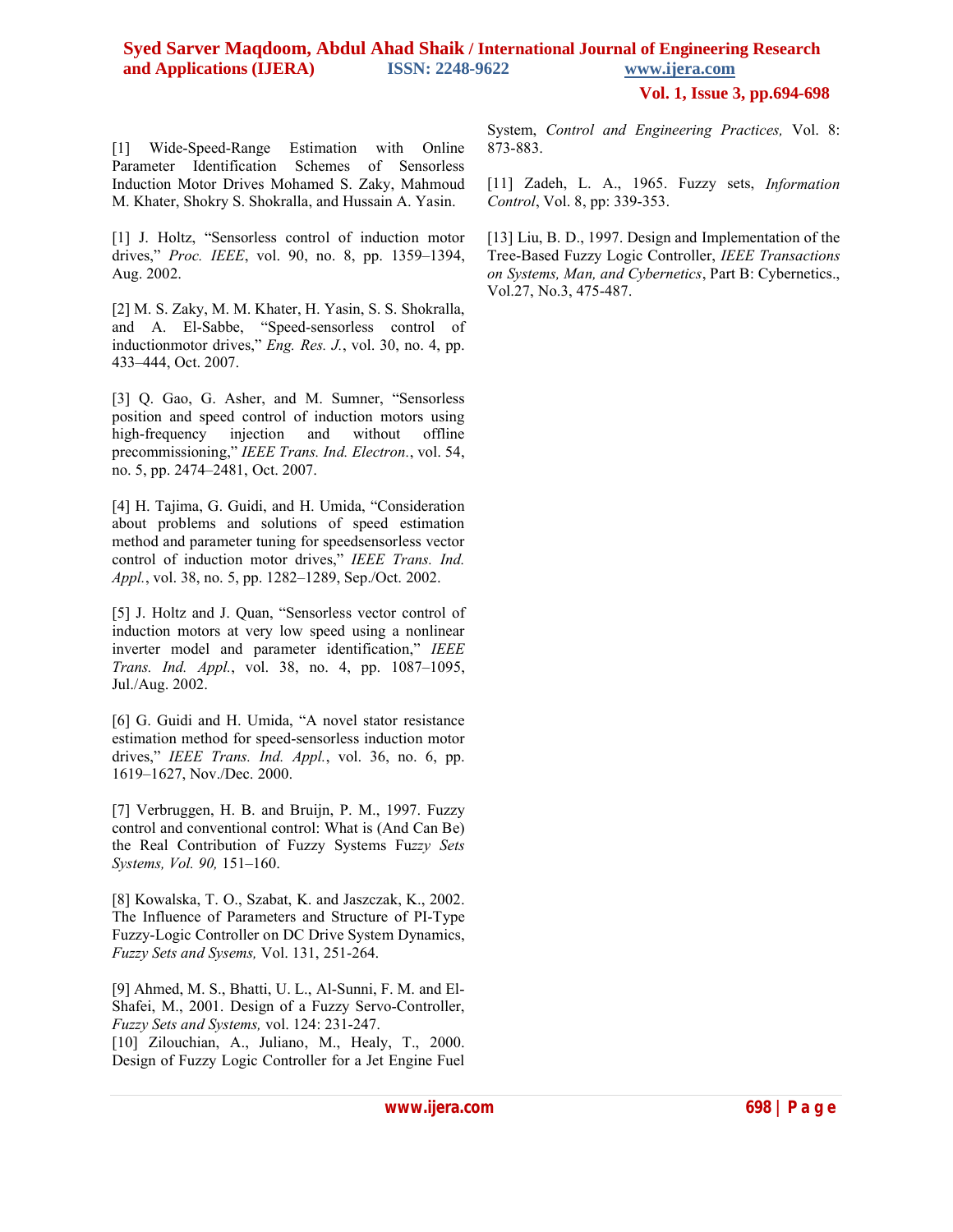[1] Wide-Speed-Range Estimation with Online Parameter Identification Schemes of Sensorless Induction Motor Drives Mohamed S. Zaky, Mahmoud M. Khater, Shokry S. Shokralla, and Hussain A. Yasin.

[1] J. Holtz, "Sensorless control of induction motor drives," *Proc. IEEE*, vol. 90, no. 8, pp. 1359–1394, Aug. 2002.

[2] M. S. Zaky, M. M. Khater, H. Yasin, S. S. Shokralla, and A. El-Sabbe, "Speed-sensorless control of inductionmotor drives," *Eng. Res. J.*, vol. 30, no. 4, pp. 433–444, Oct. 2007.

[3] Q. Gao, G. Asher, and M. Sumner, "Sensorless position and speed control of induction motors using high-frequency injection and without offline precommissioning," *IEEE Trans. Ind. Electron.*, vol. 54, no. 5, pp. 2474–2481, Oct. 2007.

[4] H. Tajima, G. Guidi, and H. Umida, "Consideration about problems and solutions of speed estimation method and parameter tuning for speedsensorless vector control of induction motor drives," *IEEE Trans. Ind. Appl.*, vol. 38, no. 5, pp. 1282–1289, Sep./Oct. 2002.

[5] J. Holtz and J. Quan, "Sensorless vector control of induction motors at very low speed using a nonlinear inverter model and parameter identification," *IEEE Trans. Ind. Appl.*, vol. 38, no. 4, pp. 1087–1095, Jul./Aug. 2002.

[6] G. Guidi and H. Umida, "A novel stator resistance estimation method for speed-sensorless induction motor drives," *IEEE Trans. Ind. Appl.*, vol. 36, no. 6, pp. 1619–1627, Nov./Dec. 2000.

[7] Verbruggen, H. B. and Bruijn, P. M., 1997. Fuzzy control and conventional control: What is (And Can Be) the Real Contribution of Fuzzy Systems Fu*zzy Sets Systems, Vol. 90,* 151–160.

[8] Kowalska, T. O., Szabat, K. and Jaszczak, K., 2002. The Influence of Parameters and Structure of PI-Type Fuzzy-Logic Controller on DC Drive System Dynamics, *Fuzzy Sets and Sysems,* Vol. 131, 251-264.

[9] Ahmed, M. S., Bhatti, U. L., Al-Sunni, F. M. and El-Shafei, M., 2001. Design of a Fuzzy Servo-Controller, *Fuzzy Sets and Systems,* vol. 124: 231-247.

[10] Zilouchian, A., Juliano, M., Healy, T., 2000. Design of Fuzzy Logic Controller for a Jet Engine Fuel System, *Control and Engineering Practices,* Vol. 8: 873-883.

[11] Zadeh, L. A., 1965. Fuzzy sets, *Information Control*, Vol. 8, pp: 339-353.

[13] Liu, B. D., 1997. Design and Implementation of the Tree-Based Fuzzy Logic Controller, *IEEE Transactions on Systems, Man, and Cybernetics*, Part B: Cybernetics., Vol.27, No.3, 475-487.